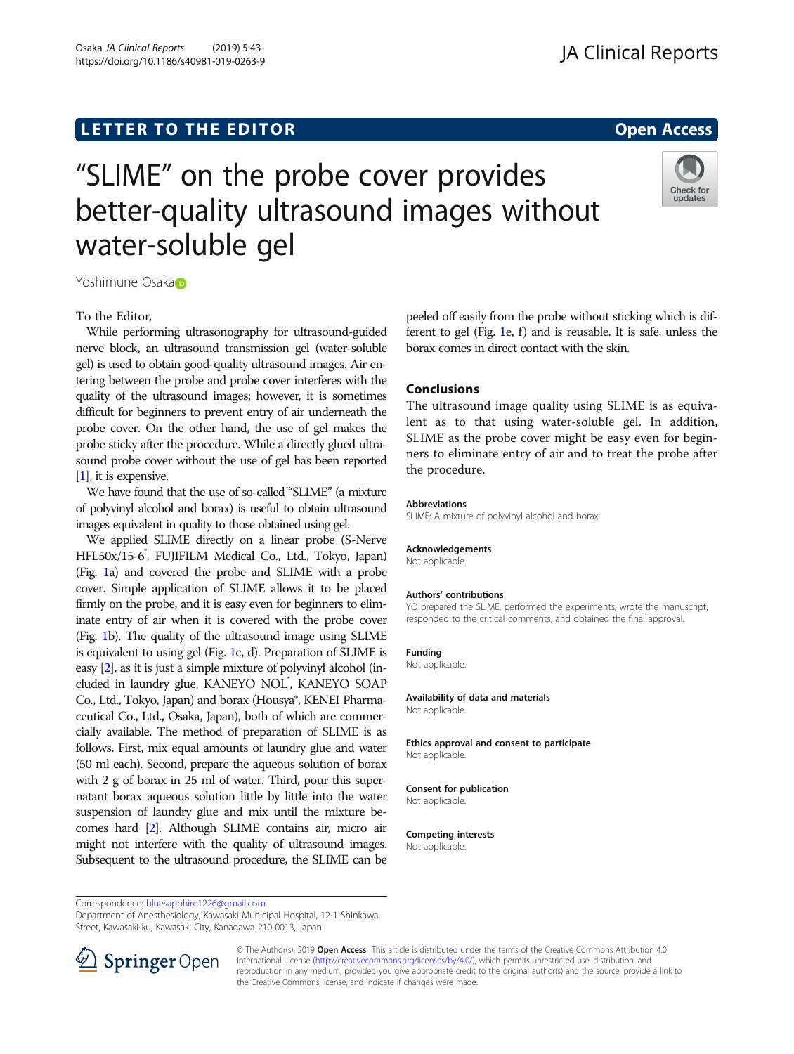LETTER TO THE EDITOR

Open Access

# "SLIME" on the probe cover provides better-quality ultrasound images without water-soluble gel

Yoshimune Osaka

To the Editor,

While performing ultrasonography for ultrasound-guided nerve block, an ultrasound transmission gel (water-soluble gel) is used to obtain good-quality ultrasound images. Air entering between the probe and probe cover interferes with the quality of the ultrasound images; however, it is sometimes difficult for beginners to prevent entry of air underneath the probe cover. On the other hand, the use of gel makes the probe sticky after the procedure. While a directly glued ultrasound probe cover without the use of gel has been reported [1], it is expensive.

We have found that the use of so-called "SLIME" (a mixture of polyvinyl alcohol and borax) is useful to obtain ultrasound images equivalent in quality to those obtained using gel.

We applied SLIME directly on a linear probe (S-Nerve HFL50x/15-6®, FUJIFILM Medical Co., Ltd., Tokyo, Japan) (Fig. 1a) and covered the probe and SLIME with a probe cover. Simple application of SLIME allows it to be placed firmly on the probe, and it is easy even for beginners to eliminate entry of air when it is covered with the probe cover (Fig. 1b). The quality of the ultrasound image using SLIME is equivalent to using gel (Fig. 1c, d). Preparation of SLIME is easy [2], as it is just a simple mixture of polyvinyl alcohol (included in laundry glue, KANEYO NOL®, KANEYO SOAP Co., Ltd., Tokyo, Japan) and borax (Housya®, KENEI Pharmaceutical Co., Ltd., Osaka, Japan), both of which are commercially available. The method of preparation of SLIME is as follows. First, mix equal amounts of laundry glue and water (50 ml each). Second, prepare the aqueous solution of borax with 2 g of borax in 25 ml of water. Third, pour this supernatant borax aqueous solution little by little into the water suspension of laundry glue and mix until the mixture becomes hard [2]. Although SLIME contains air, micro air might not interfere with the quality of ultrasound images. Subsequent to the ultrasound procedure, the SLIME can be peeled off easily from the probe without sticking which is different to gel (Fig. 1e, f) and is reusable. It is safe, unless the borax comes in direct contact with the skin.

## Conclusions

The ultrasound image quality using SLIME is as equivalent as to that using water-soluble gel. In addition, SLIME as the probe cover might be easy even for beginners to eliminate entry of air and to treat the probe after the procedure.

### Abbreviations

SLIME: A mixture of polyvinyl alcohol and borax

### Acknowledgements

Not applicable.

### Authors' contributions

YO prepared the SLIME, performed the experiments, wrote the manuscript, responded to the critical comments, and obtained the final approval.

### Funding

Not applicable.

### Availability of data and materials

Not applicable.

### Ethics approval and consent to participate

Not applicable.

### Consent for publication

Not applicable.

### Competing interests

Not applicable.

Correspondence: bluesapphire1226@gmail.com

Department of Anesthesiology, Kawasaki Municipal Hospital, 12-1 Shinkawa Street, Kawasaki-ku, Kawasaki City, Kanagawa 210-0013, Japan

© The Author(s). 2019 **Open Access** This article is distributed under the terms of the Creative Commons Attribution 4.0 International License (http://creativecommons.org/licenses/by/4.0/), which permits unrestricted use, distribution, and reproduction in any medium, provided you give appropriate credit to the original author(s) and the source, provide a link to the Creative Commons license, and indicate if changes were made.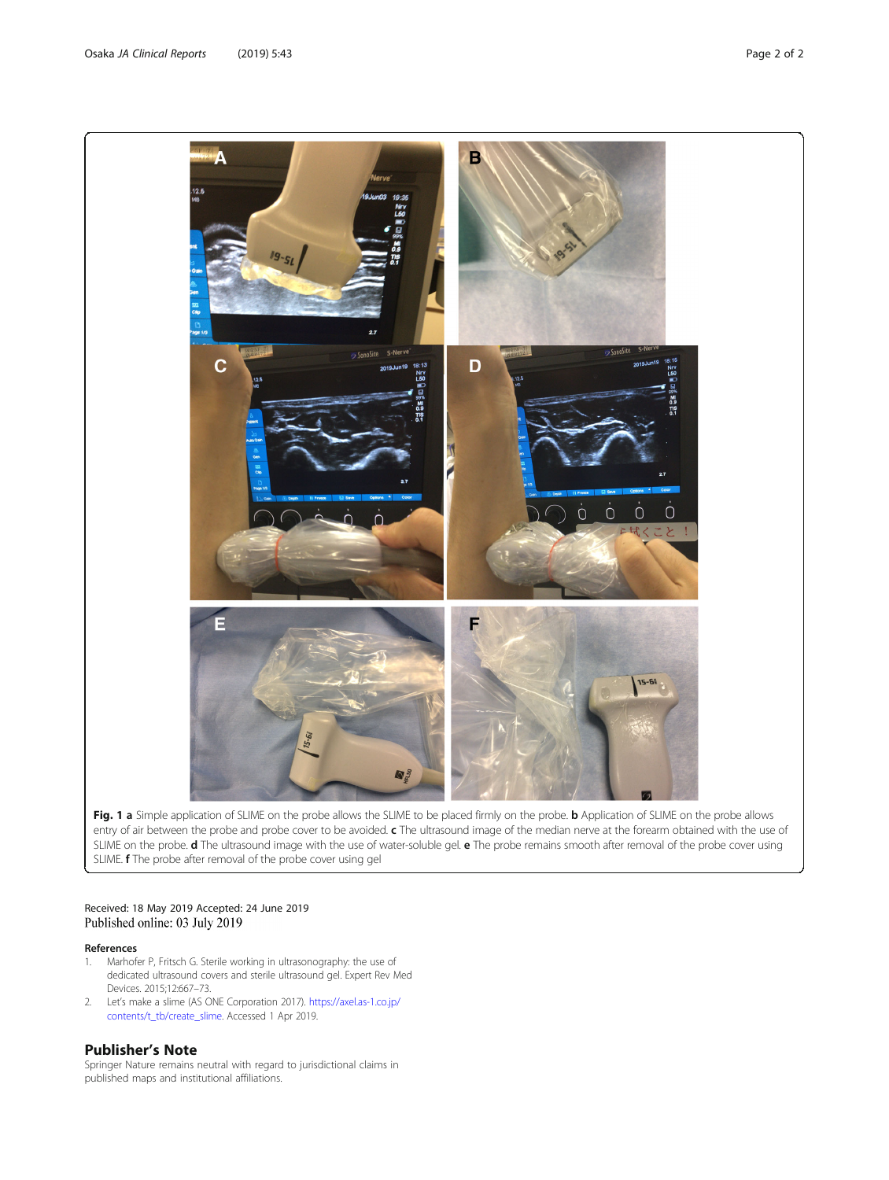**Fig. 1 a** Simple application of SLIME on the probe allows the SLIME to be placed firmly on the probe. **b** Application of SLIME on the probe allows entry of air between the probe and probe cover to be avoided. **c** The ultrasound image of the median nerve at the forearm obtained with the use of SLIME on the probe. **d** The ultrasound image with the use of water-soluble gel. **e** The probe remains smooth after removal of the probe cover using SLIME. **f** The probe after removal of the probe cover using gel

Received: 18 May 2019 Accepted: 24 June 2019
Published online: 03 July 2019

## References

1. Marhofer P, Fritsch G. Sterile working in ultrasonography: the use of dedicated ultrasound covers and sterile ultrasound gel. Expert Rev Med Devices. 2015;12:667–73.
2. Let's make a slime (AS ONE Corporation 2017). https://axel.as-1.co.jp/contents/t_tb/create_slime. Accessed 1 Apr 2019.

## Publisher's Note

Springer Nature remains neutral with regard to jurisdictional claims in published maps and institutional affiliations.